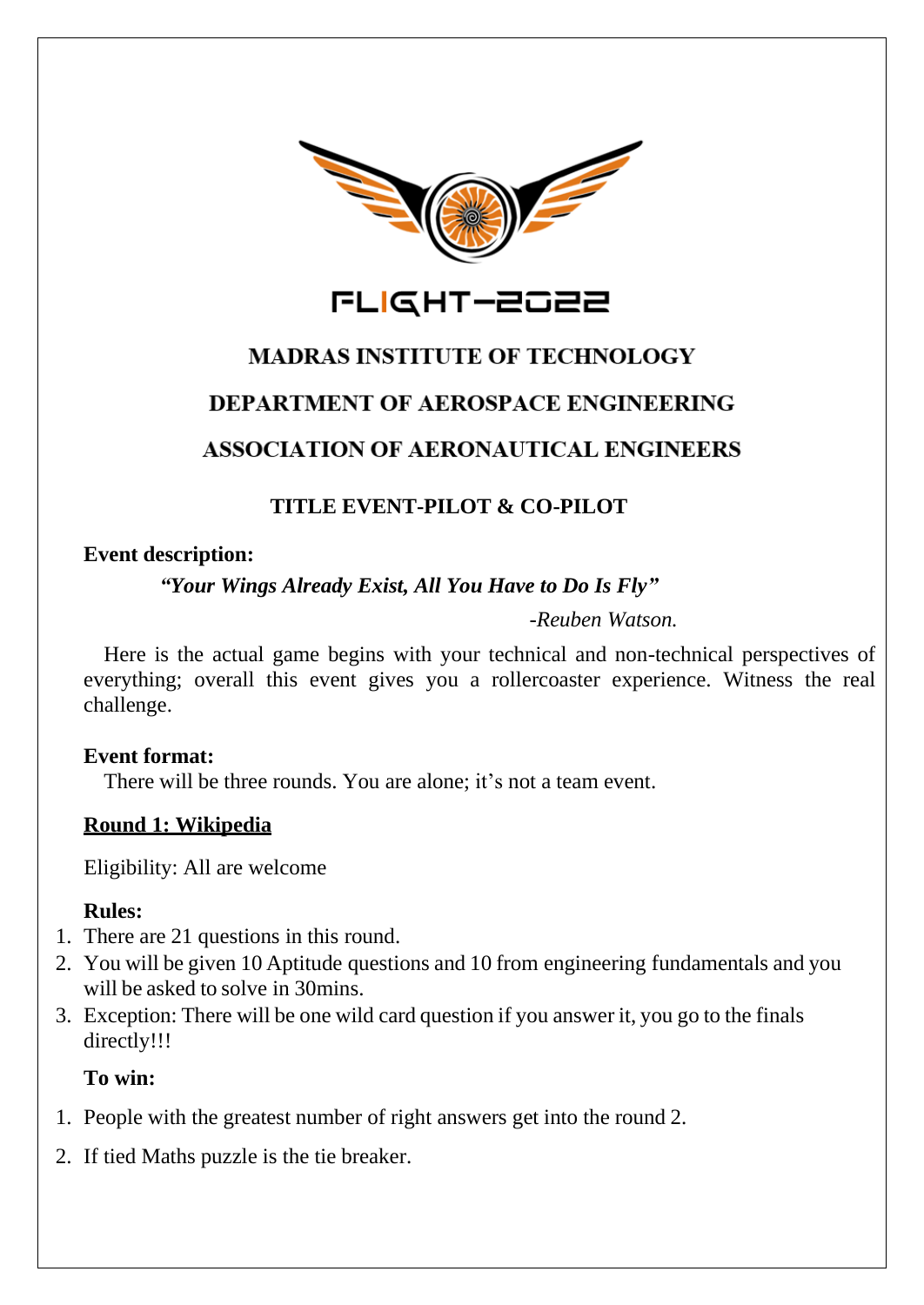# FLIGHT-2022

## MADRAS INSTITUTE OF TECHNOLOGY

## DEPARTMENT OF AEROSPACE ENGINEERING

## ASSOCIATION OF AERONAUTICAL ENGINEERS

### TITLE EVENT-PILOT & CO-PILOT

**Event description:**

***"Your Wings Already Exist, All You Have to Do Is Fly"***

*-Reuben Watson.*

Here is the actual game begins with your technical and non-technical perspectives of everything; overall this event gives you a rollercoaster experience. Witness the real challenge.

**Event format:**

There will be three rounds. You are alone; it's not a team event.

**<u>Round 1: Wikipedia</u>**

Eligibility: All are welcome

**Rules:**

1. There are 21 questions in this round.
2. You will be given 10 Aptitude questions and 10 from engineering fundamentals and you will be asked to solve in 30mins.
3. Exception: There will be one wild card question if you answer it, you go to the finals directly!!!

**To win:**

1. People with the greatest number of right answers get into the round 2.
2. If tied Maths puzzle is the tie breaker.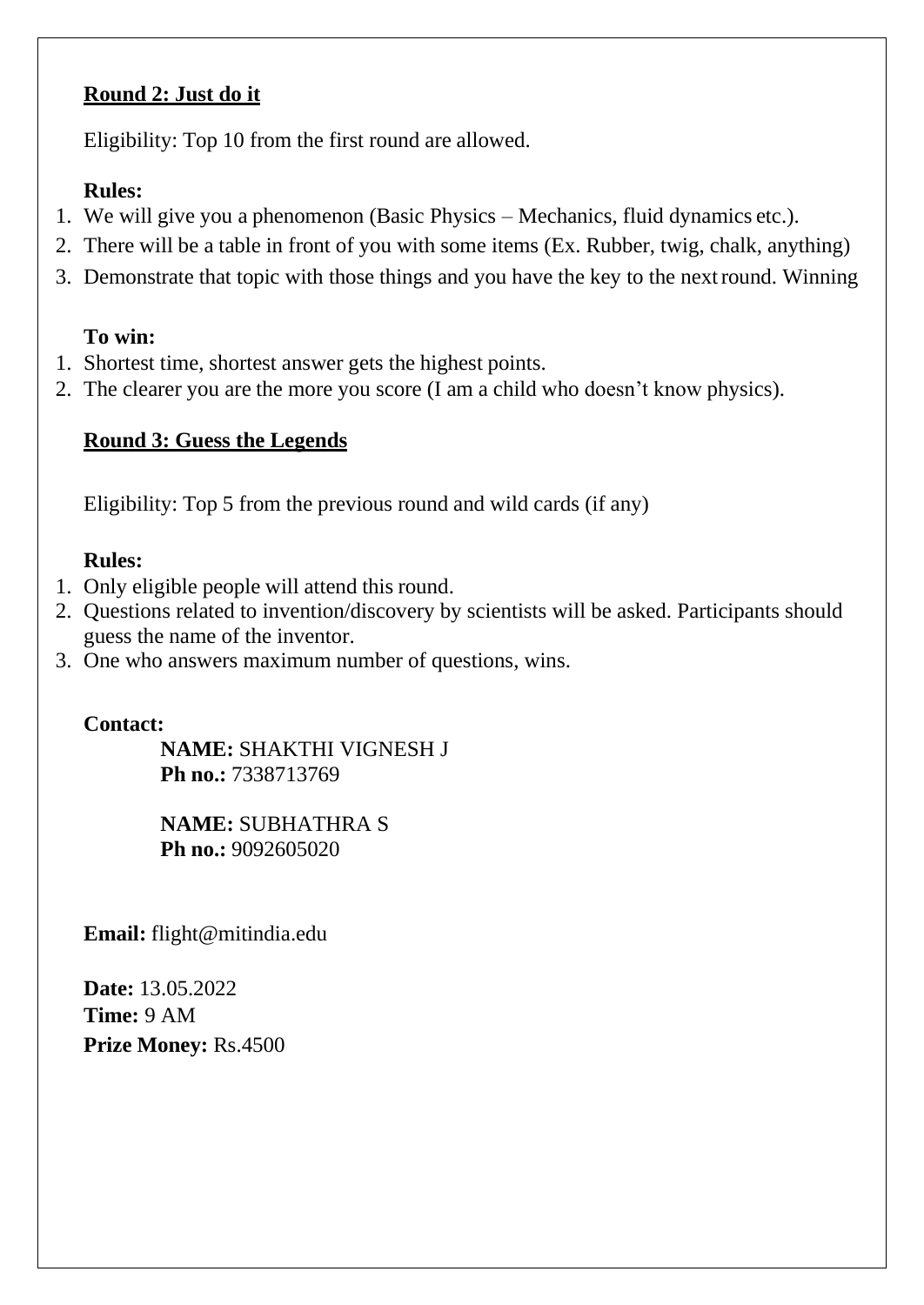**Round 2: Just do it**

Eligibility: Top 10 from the first round are allowed.

**Rules:**

1. We will give you a phenomenon (Basic Physics – Mechanics, fluid dynamics etc.).
2. There will be a table in front of you with some items (Ex. Rubber, twig, chalk, anything)
3. Demonstrate that topic with those things and you have the key to the next round. Winning

**To win:**

1. Shortest time, shortest answer gets the highest points.
2. The clearer you are the more you score (I am a child who doesn't know physics).

**Round 3: Guess the Legends**

Eligibility: Top 5 from the previous round and wild cards (if any)

**Rules:**

1. Only eligible people will attend this round.
2. Questions related to invention/discovery by scientists will be asked. Participants should guess the name of the inventor.
3. One who answers maximum number of questions, wins.

**Contact:**

**NAME:** SHAKTHI VIGNESH J
**Ph no.:** 7338713769

**NAME:** SUBHATHRA S
**Ph no.:** 9092605020

**Email:** flight@mitindia.edu

**Date:** 13.05.2022
**Time:** 9 AM
**Prize Money:** Rs.4500